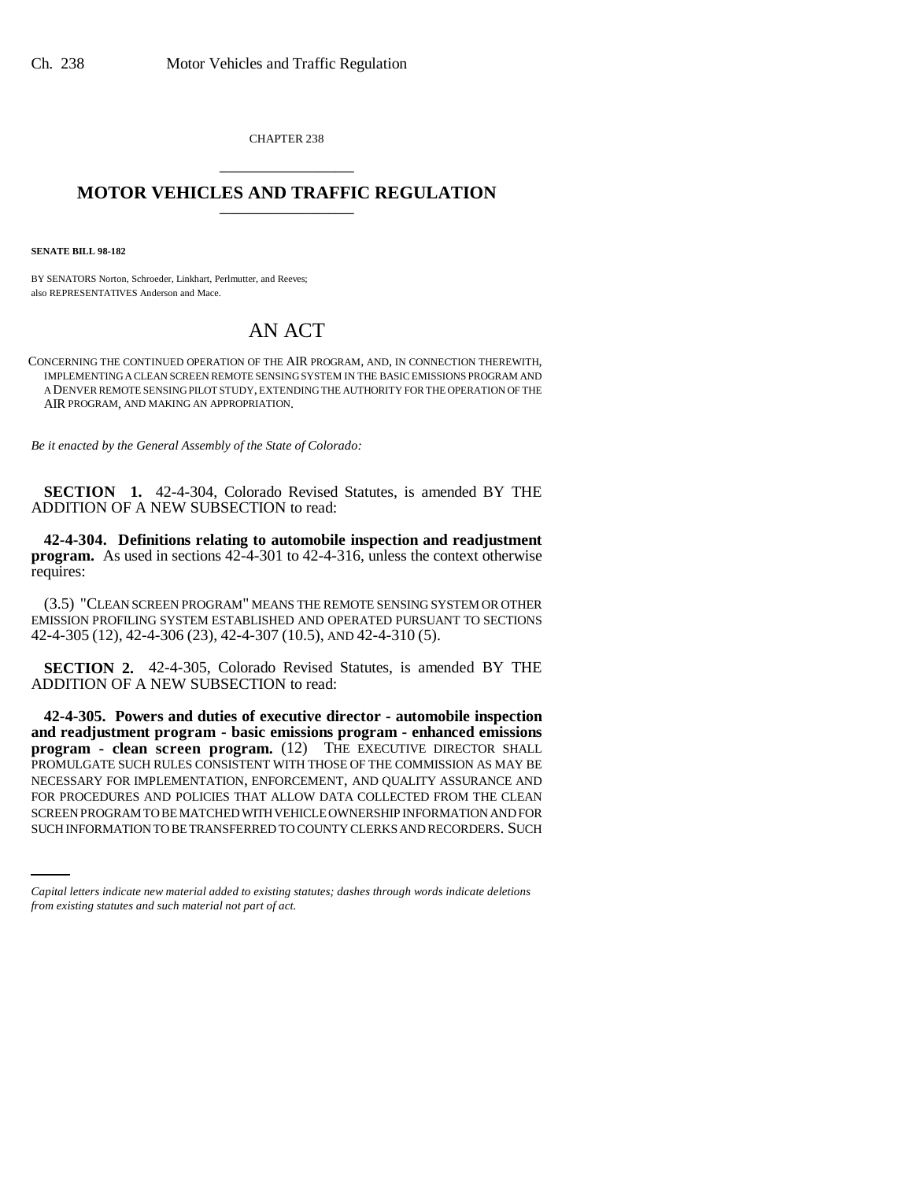CHAPTER 238

# MOTOR VEHICLES AND TRAFFIC REGULATION

**SENATE BILL 98-182**

BY SENATORS Norton, Schroeder, Linkhart, Perlmutter, and Reeves;
also REPRESENTATIVES Anderson and Mace.

# AN ACT

CONCERNING THE CONTINUED OPERATION OF THE AIR PROGRAM, AND, IN CONNECTION THEREWITH, IMPLEMENTING A CLEAN SCREEN REMOTE SENSING SYSTEM IN THE BASIC EMISSIONS PROGRAM AND A DENVER REMOTE SENSING PILOT STUDY, EXTENDING THE AUTHORITY FOR THE OPERATION OF THE AIR PROGRAM, AND MAKING AN APPROPRIATION.

*Be it enacted by the General Assembly of the State of Colorado:*

**SECTION 1.** 42-4-304, Colorado Revised Statutes, is amended BY THE ADDITION OF A NEW SUBSECTION to read:

**42-4-304. Definitions relating to automobile inspection and readjustment program.** As used in sections 42-4-301 to 42-4-316, unless the context otherwise requires:

(3.5) "CLEAN SCREEN PROGRAM" MEANS THE REMOTE SENSING SYSTEM OR OTHER EMISSION PROFILING SYSTEM ESTABLISHED AND OPERATED PURSUANT TO SECTIONS 42-4-305 (12), 42-4-306 (23), 42-4-307 (10.5), AND 42-4-310 (5).

**SECTION 2.** 42-4-305, Colorado Revised Statutes, is amended BY THE ADDITION OF A NEW SUBSECTION to read:

**42-4-305. Powers and duties of executive director - automobile inspection and readjustment program - basic emissions program - enhanced emissions program - clean screen program.** (12) THE EXECUTIVE DIRECTOR SHALL PROMULGATE SUCH RULES CONSISTENT WITH THOSE OF THE COMMISSION AS MAY BE NECESSARY FOR IMPLEMENTATION, ENFORCEMENT, AND QUALITY ASSURANCE AND FOR PROCEDURES AND POLICIES THAT ALLOW DATA COLLECTED FROM THE CLEAN SCREEN PROGRAM TO BE MATCHED WITH VEHICLE OWNERSHIP INFORMATION AND FOR SUCH INFORMATION TO BE TRANSFERRED TO COUNTY CLERKS AND RECORDERS. SUCH

*Capital letters indicate new material added to existing statutes; dashes through words indicate deletions from existing statutes and such material not part of act.*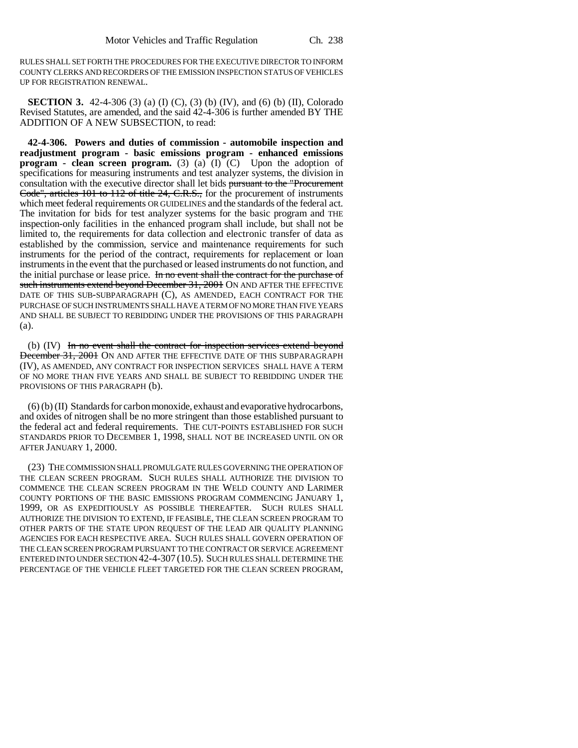RULES SHALL SET FORTH THE PROCEDURES FOR THE EXECUTIVE DIRECTOR TO INFORM COUNTY CLERKS AND RECORDERS OF THE EMISSION INSPECTION STATUS OF VEHICLES UP FOR REGISTRATION RENEWAL.

**SECTION 3.** 42-4-306 (3) (a) (I) (C), (3) (b) (IV), and (6) (b) (II), Colorado Revised Statutes, are amended, and the said 42-4-306 is further amended BY THE ADDITION OF A NEW SUBSECTION, to read:

**42-4-306. Powers and duties of commission - automobile inspection and readjustment program - basic emissions program - enhanced emissions program - clean screen program.** (3) (a) (I) (C) Upon the adoption of specifications for measuring instruments and test analyzer systems, the division in consultation with the executive director shall let bids ~~pursuant to the "Procurement Code", articles 101 to 112 of title 24, C.R.S.,~~ for the procurement of instruments which meet federal requirements OR GUIDELINES and the standards of the federal act. The invitation for bids for test analyzer systems for the basic program and THE inspection-only facilities in the enhanced program shall include, but shall not be limited to, the requirements for data collection and electronic transfer of data as established by the commission, service and maintenance requirements for such instruments for the period of the contract, requirements for replacement or loan instruments in the event that the purchased or leased instruments do not function, and the initial purchase or lease price. ~~In no event shall the contract for the purchase of such instruments extend beyond December 31, 2001~~ ON AND AFTER THE EFFECTIVE DATE OF THIS SUB-SUBPARAGRAPH (C), AS AMENDED, EACH CONTRACT FOR THE PURCHASE OF SUCH INSTRUMENTS SHALL HAVE A TERM OF NO MORE THAN FIVE YEARS AND SHALL BE SUBJECT TO REBIDDING UNDER THE PROVISIONS OF THIS PARAGRAPH (a).

(b) (IV) ~~In no event shall the contract for inspection services extend beyond December 31, 2001~~ ON AND AFTER THE EFFECTIVE DATE OF THIS SUBPARAGRAPH (IV), AS AMENDED, ANY CONTRACT FOR INSPECTION SERVICES SHALL HAVE A TERM OF NO MORE THAN FIVE YEARS AND SHALL BE SUBJECT TO REBIDDING UNDER THE PROVISIONS OF THIS PARAGRAPH (b).

(6) (b) (II) Standards for carbon monoxide, exhaust and evaporative hydrocarbons, and oxides of nitrogen shall be no more stringent than those established pursuant to the federal act and federal requirements. THE CUT-POINTS ESTABLISHED FOR SUCH STANDARDS PRIOR TO DECEMBER 1, 1998, SHALL NOT BE INCREASED UNTIL ON OR AFTER JANUARY 1, 2000.

(23) THE COMMISSION SHALL PROMULGATE RULES GOVERNING THE OPERATION OF THE CLEAN SCREEN PROGRAM. SUCH RULES SHALL AUTHORIZE THE DIVISION TO COMMENCE THE CLEAN SCREEN PROGRAM IN THE WELD COUNTY AND LARIMER COUNTY PORTIONS OF THE BASIC EMISSIONS PROGRAM COMMENCING JANUARY 1, 1999, OR AS EXPEDITIOUSLY AS POSSIBLE THEREAFTER. SUCH RULES SHALL AUTHORIZE THE DIVISION TO EXTEND, IF FEASIBLE, THE CLEAN SCREEN PROGRAM TO OTHER PARTS OF THE STATE UPON REQUEST OF THE LEAD AIR QUALITY PLANNING AGENCIES FOR EACH RESPECTIVE AREA. SUCH RULES SHALL GOVERN OPERATION OF THE CLEAN SCREEN PROGRAM PURSUANT TO THE CONTRACT OR SERVICE AGREEMENT ENTERED INTO UNDER SECTION 42-4-307 (10.5). SUCH RULES SHALL DETERMINE THE PERCENTAGE OF THE VEHICLE FLEET TARGETED FOR THE CLEAN SCREEN PROGRAM,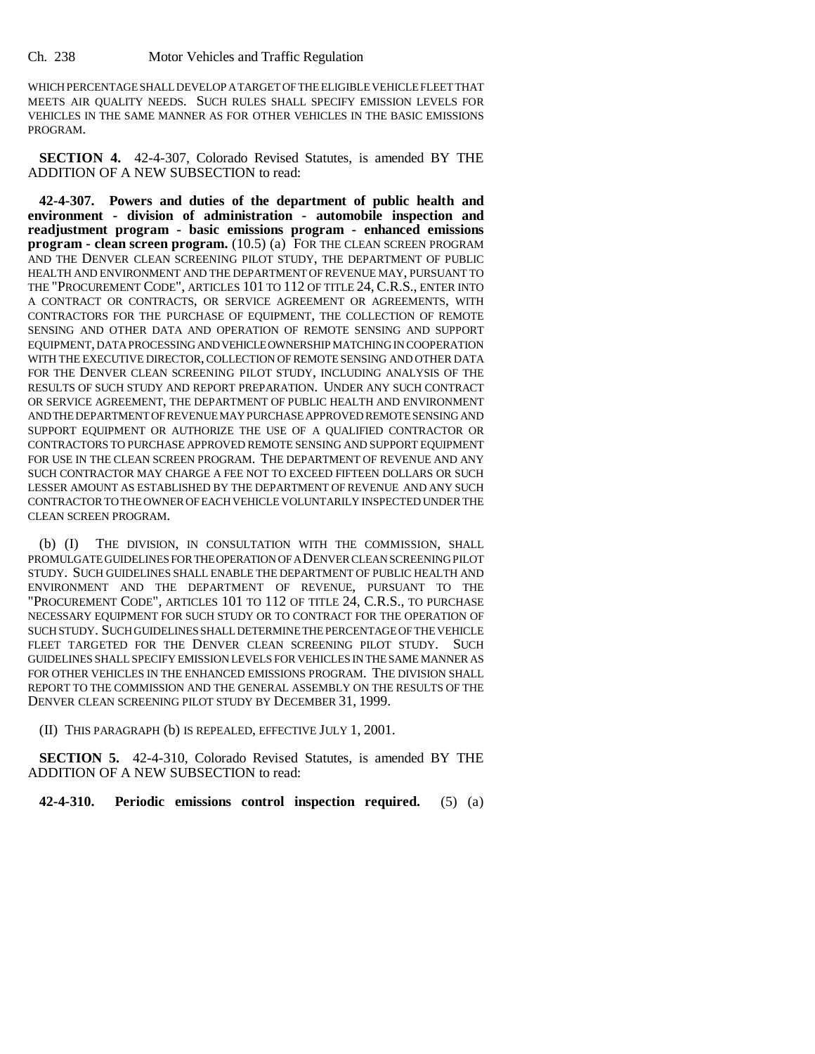WHICH PERCENTAGE SHALL DEVELOP A TARGET OF THE ELIGIBLE VEHICLE FLEET THAT MEETS AIR QUALITY NEEDS. SUCH RULES SHALL SPECIFY EMISSION LEVELS FOR VEHICLES IN THE SAME MANNER AS FOR OTHER VEHICLES IN THE BASIC EMISSIONS PROGRAM.

**SECTION 4.** 42-4-307, Colorado Revised Statutes, is amended BY THE ADDITION OF A NEW SUBSECTION to read:

**42-4-307. Powers and duties of the department of public health and environment - division of administration - automobile inspection and readjustment program - basic emissions program - enhanced emissions program - clean screen program.** (10.5) (a) FOR THE CLEAN SCREEN PROGRAM AND THE DENVER CLEAN SCREENING PILOT STUDY, THE DEPARTMENT OF PUBLIC HEALTH AND ENVIRONMENT AND THE DEPARTMENT OF REVENUE MAY, PURSUANT TO THE "PROCUREMENT CODE", ARTICLES 101 TO 112 OF TITLE 24, C.R.S., ENTER INTO A CONTRACT OR CONTRACTS, OR SERVICE AGREEMENT OR AGREEMENTS, WITH CONTRACTORS FOR THE PURCHASE OF EQUIPMENT, THE COLLECTION OF REMOTE SENSING AND OTHER DATA AND OPERATION OF REMOTE SENSING AND SUPPORT EQUIPMENT, DATA PROCESSING AND VEHICLE OWNERSHIP MATCHING IN COOPERATION WITH THE EXECUTIVE DIRECTOR, COLLECTION OF REMOTE SENSING AND OTHER DATA FOR THE DENVER CLEAN SCREENING PILOT STUDY, INCLUDING ANALYSIS OF THE RESULTS OF SUCH STUDY AND REPORT PREPARATION. UNDER ANY SUCH CONTRACT OR SERVICE AGREEMENT, THE DEPARTMENT OF PUBLIC HEALTH AND ENVIRONMENT AND THE DEPARTMENT OF REVENUE MAY PURCHASE APPROVED REMOTE SENSING AND SUPPORT EQUIPMENT OR AUTHORIZE THE USE OF A QUALIFIED CONTRACTOR OR CONTRACTORS TO PURCHASE APPROVED REMOTE SENSING AND SUPPORT EQUIPMENT FOR USE IN THE CLEAN SCREEN PROGRAM. THE DEPARTMENT OF REVENUE AND ANY SUCH CONTRACTOR MAY CHARGE A FEE NOT TO EXCEED FIFTEEN DOLLARS OR SUCH LESSER AMOUNT AS ESTABLISHED BY THE DEPARTMENT OF REVENUE AND ANY SUCH CONTRACTOR TO THE OWNER OF EACH VEHICLE VOLUNTARILY INSPECTED UNDER THE CLEAN SCREEN PROGRAM.

(b) (I) THE DIVISION, IN CONSULTATION WITH THE COMMISSION, SHALL PROMULGATE GUIDELINES FOR THE OPERATION OF A DENVER CLEAN SCREENING PILOT STUDY. SUCH GUIDELINES SHALL ENABLE THE DEPARTMENT OF PUBLIC HEALTH AND ENVIRONMENT AND THE DEPARTMENT OF REVENUE, PURSUANT TO THE "PROCUREMENT CODE", ARTICLES 101 TO 112 OF TITLE 24, C.R.S., TO PURCHASE NECESSARY EQUIPMENT FOR SUCH STUDY OR TO CONTRACT FOR THE OPERATION OF SUCH STUDY. SUCH GUIDELINES SHALL DETERMINE THE PERCENTAGE OF THE VEHICLE FLEET TARGETED FOR THE DENVER CLEAN SCREENING PILOT STUDY. SUCH GUIDELINES SHALL SPECIFY EMISSION LEVELS FOR VEHICLES IN THE SAME MANNER AS FOR OTHER VEHICLES IN THE ENHANCED EMISSIONS PROGRAM. THE DIVISION SHALL REPORT TO THE COMMISSION AND THE GENERAL ASSEMBLY ON THE RESULTS OF THE DENVER CLEAN SCREENING PILOT STUDY BY DECEMBER 31, 1999.

(II) THIS PARAGRAPH (b) IS REPEALED, EFFECTIVE JULY 1, 2001.

**SECTION 5.** 42-4-310, Colorado Revised Statutes, is amended BY THE ADDITION OF A NEW SUBSECTION to read:

**42-4-310. Periodic emissions control inspection required.** (5) (a)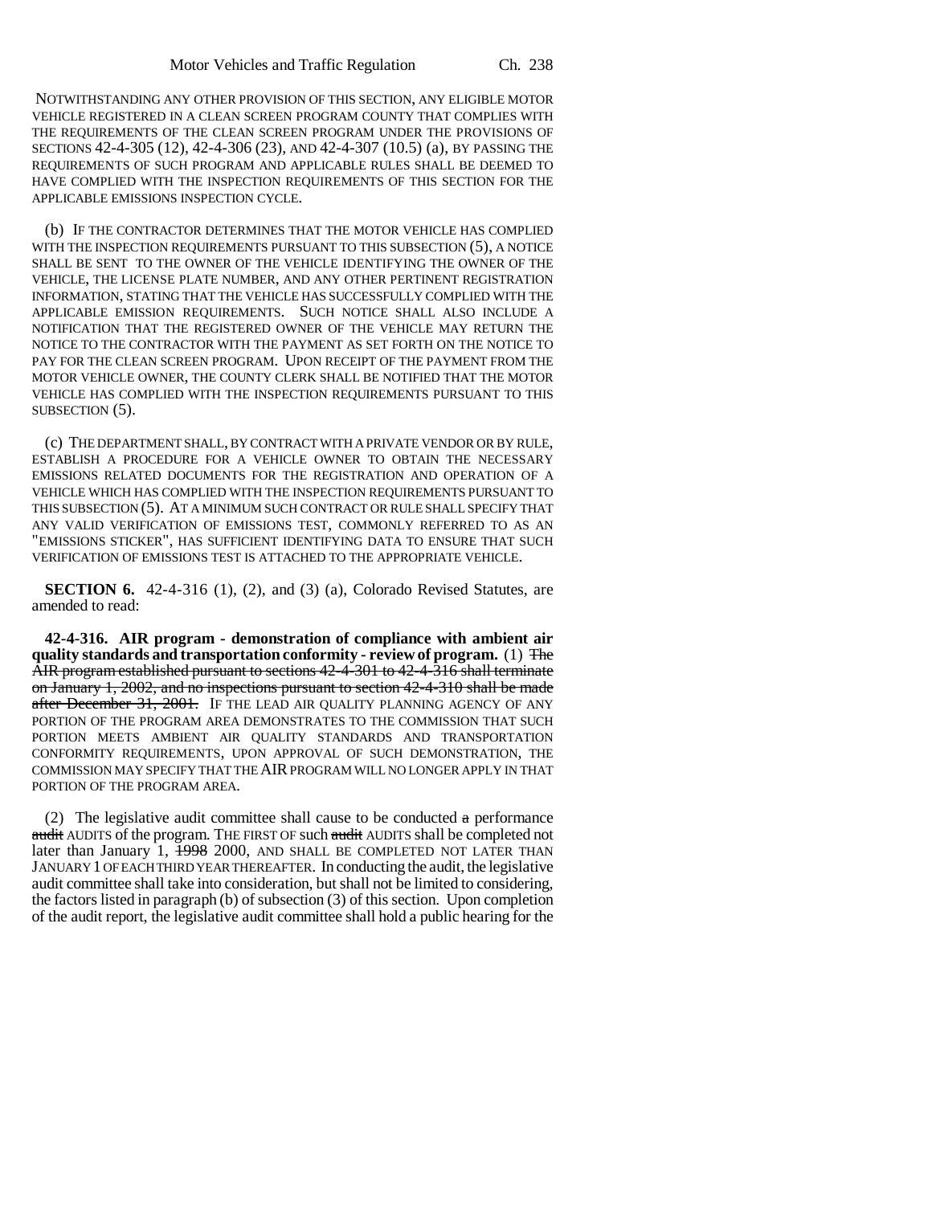NOTWITHSTANDING ANY OTHER PROVISION OF THIS SECTION, ANY ELIGIBLE MOTOR VEHICLE REGISTERED IN A CLEAN SCREEN PROGRAM COUNTY THAT COMPLIES WITH THE REQUIREMENTS OF THE CLEAN SCREEN PROGRAM UNDER THE PROVISIONS OF SECTIONS 42-4-305 (12), 42-4-306 (23), AND 42-4-307 (10.5) (a), BY PASSING THE REQUIREMENTS OF SUCH PROGRAM AND APPLICABLE RULES SHALL BE DEEMED TO HAVE COMPLIED WITH THE INSPECTION REQUIREMENTS OF THIS SECTION FOR THE APPLICABLE EMISSIONS INSPECTION CYCLE.

(b) IF THE CONTRACTOR DETERMINES THAT THE MOTOR VEHICLE HAS COMPLIED WITH THE INSPECTION REQUIREMENTS PURSUANT TO THIS SUBSECTION (5), A NOTICE SHALL BE SENT TO THE OWNER OF THE VEHICLE IDENTIFYING THE OWNER OF THE VEHICLE, THE LICENSE PLATE NUMBER, AND ANY OTHER PERTINENT REGISTRATION INFORMATION, STATING THAT THE VEHICLE HAS SUCCESSFULLY COMPLIED WITH THE APPLICABLE EMISSION REQUIREMENTS. SUCH NOTICE SHALL ALSO INCLUDE A NOTIFICATION THAT THE REGISTERED OWNER OF THE VEHICLE MAY RETURN THE NOTICE TO THE CONTRACTOR WITH THE PAYMENT AS SET FORTH ON THE NOTICE TO PAY FOR THE CLEAN SCREEN PROGRAM. UPON RECEIPT OF THE PAYMENT FROM THE MOTOR VEHICLE OWNER, THE COUNTY CLERK SHALL BE NOTIFIED THAT THE MOTOR VEHICLE HAS COMPLIED WITH THE INSPECTION REQUIREMENTS PURSUANT TO THIS SUBSECTION (5).

(c) THE DEPARTMENT SHALL, BY CONTRACT WITH A PRIVATE VENDOR OR BY RULE, ESTABLISH A PROCEDURE FOR A VEHICLE OWNER TO OBTAIN THE NECESSARY EMISSIONS RELATED DOCUMENTS FOR THE REGISTRATION AND OPERATION OF A VEHICLE WHICH HAS COMPLIED WITH THE INSPECTION REQUIREMENTS PURSUANT TO THIS SUBSECTION (5). AT A MINIMUM SUCH CONTRACT OR RULE SHALL SPECIFY THAT ANY VALID VERIFICATION OF EMISSIONS TEST, COMMONLY REFERRED TO AS AN "EMISSIONS STICKER", HAS SUFFICIENT IDENTIFYING DATA TO ENSURE THAT SUCH VERIFICATION OF EMISSIONS TEST IS ATTACHED TO THE APPROPRIATE VEHICLE.

**SECTION 6.** 42-4-316 (1), (2), and (3) (a), Colorado Revised Statutes, are amended to read:

**42-4-316. AIR program - demonstration of compliance with ambient air quality standards and transportation conformity - review of program.** (1) ~~The AIR program established pursuant to sections 42-4-301 to 42-4-316 shall terminate on January 1, 2002, and no inspections pursuant to section 42-4-310 shall be made after December 31, 2001.~~ IF THE LEAD AIR QUALITY PLANNING AGENCY OF ANY PORTION OF THE PROGRAM AREA DEMONSTRATES TO THE COMMISSION THAT SUCH PORTION MEETS AMBIENT AIR QUALITY STANDARDS AND TRANSPORTATION CONFORMITY REQUIREMENTS, UPON APPROVAL OF SUCH DEMONSTRATION, THE COMMISSION MAY SPECIFY THAT THE AIR PROGRAM WILL NO LONGER APPLY IN THAT PORTION OF THE PROGRAM AREA.

(2) The legislative audit committee shall cause to be conducted ~~a~~ performance ~~audit~~ AUDITS of the program. THE FIRST OF such ~~audit~~ AUDITS shall be completed not later than January 1, ~~1998~~ 2000, AND SHALL BE COMPLETED NOT LATER THAN JANUARY 1 OF EACH THIRD YEAR THEREAFTER. In conducting the audit, the legislative audit committee shall take into consideration, but shall not be limited to considering, the factors listed in paragraph (b) of subsection (3) of this section. Upon completion of the audit report, the legislative audit committee shall hold a public hearing for the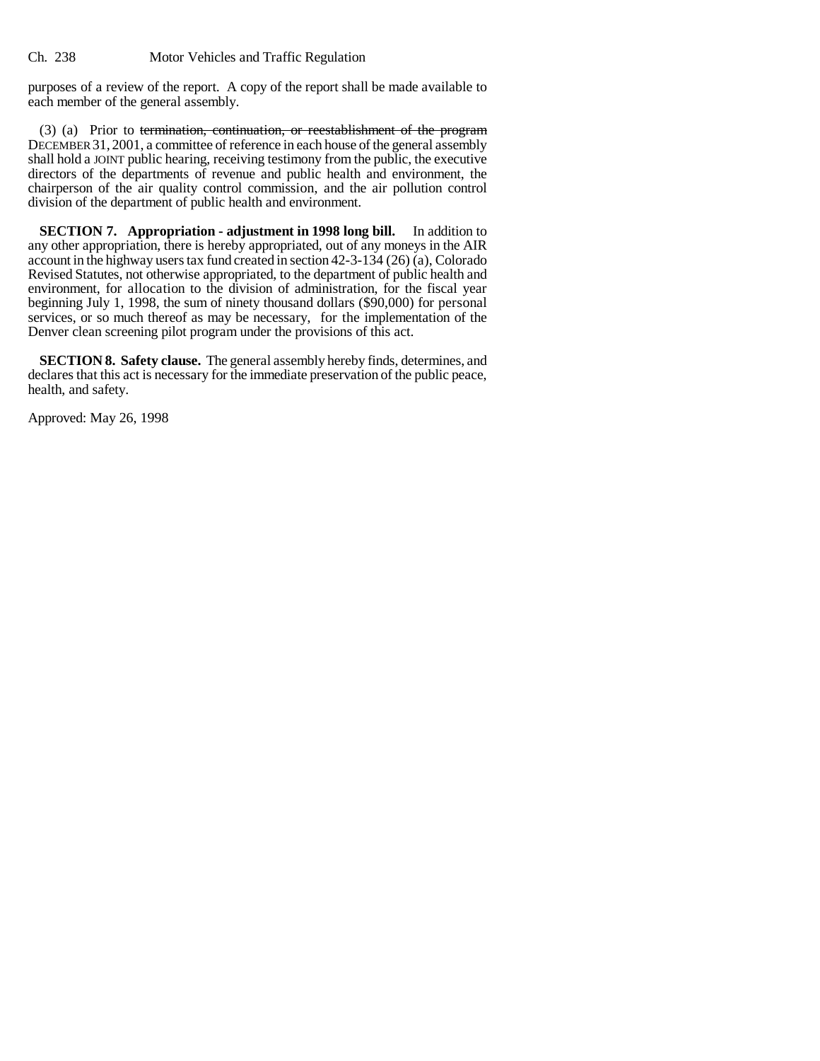purposes of a review of the report. A copy of the report shall be made available to each member of the general assembly.

(3) (a) Prior to ~~termination, continuation, or reestablishment of the program~~ DECEMBER 31, 2001, a committee of reference in each house of the general assembly shall hold a JOINT public hearing, receiving testimony from the public, the executive directors of the departments of revenue and public health and environment, the chairperson of the air quality control commission, and the air pollution control division of the department of public health and environment.

**SECTION 7. Appropriation - adjustment in 1998 long bill.** In addition to any other appropriation, there is hereby appropriated, out of any moneys in the AIR account in the highway users tax fund created in section 42-3-134 (26) (a), Colorado Revised Statutes, not otherwise appropriated, to the department of public health and environment, for allocation to the division of administration, for the fiscal year beginning July 1, 1998, the sum of ninety thousand dollars ($90,000) for personal services, or so much thereof as may be necessary, for the implementation of the Denver clean screening pilot program under the provisions of this act.

**SECTION 8. Safety clause.** The general assembly hereby finds, determines, and declares that this act is necessary for the immediate preservation of the public peace, health, and safety.

Approved: May 26, 1998